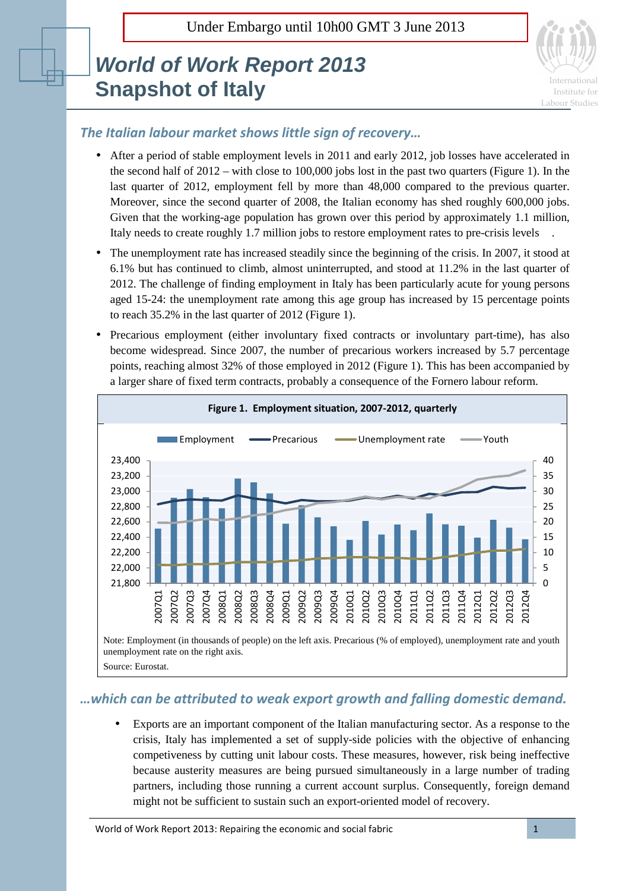Under Embargo until 10h00 GMT 3 June 2013

# *World of Work Report 2013*
# Snapshot of Italy

International Institute for Labour Studies

## *The Italian labour market shows little sign of recovery…*

- After a period of stable employment levels in 2011 and early 2012, job losses have accelerated in the second half of 2012 – with close to 100,000 jobs lost in the past two quarters (Figure 1). In the last quarter of 2012, employment fell by more than 48,000 compared to the previous quarter. Moreover, since the second quarter of 2008, the Italian economy has shed roughly 600,000 jobs. Given that the working-age population has grown over this period by approximately 1.1 million, Italy needs to create roughly 1.7 million jobs to restore employment rates to pre-crisis levels .
- The unemployment rate has increased steadily since the beginning of the crisis. In 2007, it stood at 6.1% but has continued to climb, almost uninterrupted, and stood at 11.2% in the last quarter of 2012. The challenge of finding employment in Italy has been particularly acute for young persons aged 15-24: the unemployment rate among this age group has increased by 15 percentage points to reach 35.2% in the last quarter of 2012 (Figure 1).
- Precarious employment (either involuntary fixed contracts or involuntary part-time), has also become widespread. Since 2007, the number of precarious workers increased by 5.7 percentage points, reaching almost 32% of those employed in 2012 (Figure 1). This has been accompanied by a larger share of fixed term contracts, probably a consequence of the Fornero labour reform.

**Figure 1. Employment situation, 2007-2012, quarterly**

Note: Employment (in thousands of people) on the left axis. Precarious (% of employed), unemployment rate and youth unemployment rate on the right axis.

Source: Eurostat.

## *…which can be attributed to weak export growth and falling domestic demand.*

- Exports are an important component of the Italian manufacturing sector. As a response to the crisis, Italy has implemented a set of supply-side policies with the objective of enhancing competiveness by cutting unit labour costs. These measures, however, risk being ineffective because austerity measures are being pursued simultaneously in a large number of trading partners, including those running a current account surplus. Consequently, foreign demand might not be sufficient to sustain such an export-oriented model of recovery.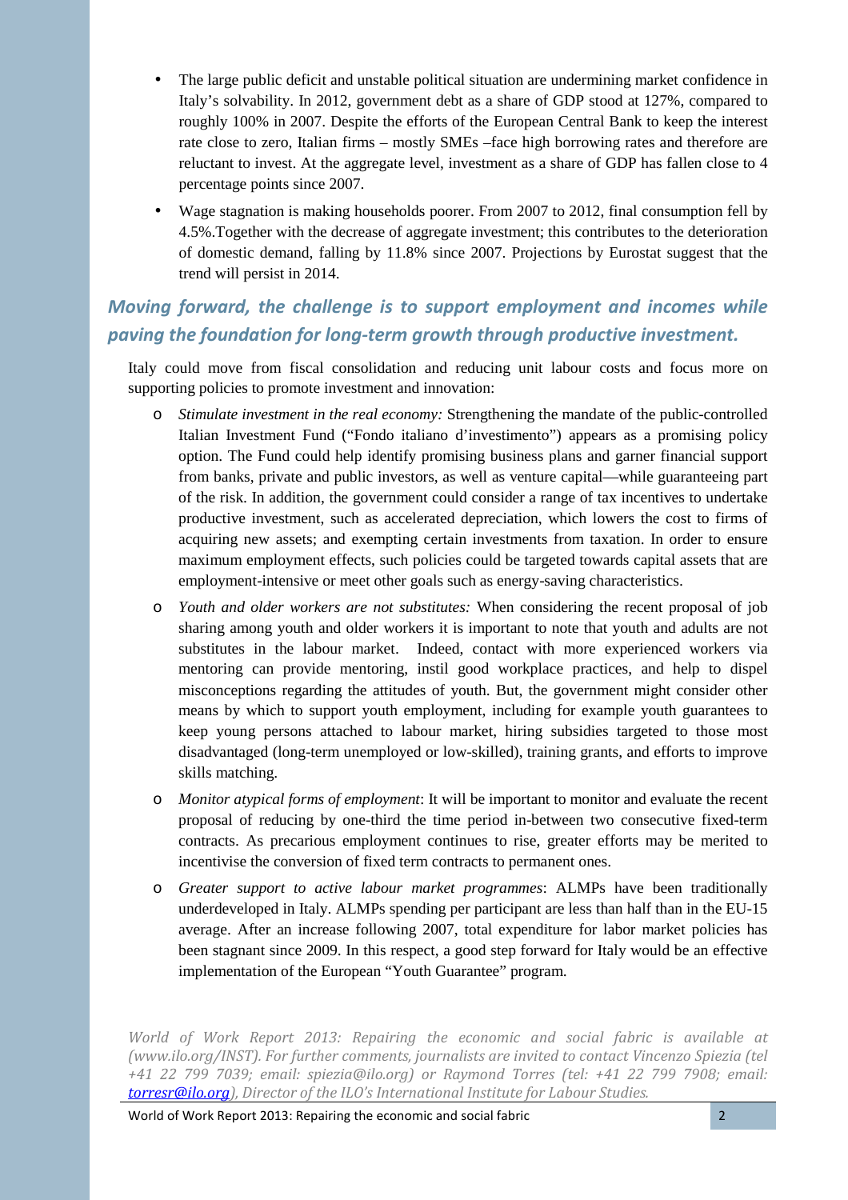- The large public deficit and unstable political situation are undermining market confidence in Italy's solvability. In 2012, government debt as a share of GDP stood at 127%, compared to roughly 100% in 2007. Despite the efforts of the European Central Bank to keep the interest rate close to zero, Italian firms – mostly SMEs –face high borrowing rates and therefore are reluctant to invest. At the aggregate level, investment as a share of GDP has fallen close to 4 percentage points since 2007.
- Wage stagnation is making households poorer. From 2007 to 2012, final consumption fell by 4.5%.Together with the decrease of aggregate investment; this contributes to the deterioration of domestic demand, falling by 11.8% since 2007. Projections by Eurostat suggest that the trend will persist in 2014.

## *Moving forward, the challenge is to support employment and incomes while paving the foundation for long-term growth through productive investment.*

Italy could move from fiscal consolidation and reducing unit labour costs and focus more on supporting policies to promote investment and innovation:

- *Stimulate investment in the real economy:* Strengthening the mandate of the public-controlled Italian Investment Fund ("Fondo italiano d'investimento") appears as a promising policy option. The Fund could help identify promising business plans and garner financial support from banks, private and public investors, as well as venture capital—while guaranteeing part of the risk. In addition, the government could consider a range of tax incentives to undertake productive investment, such as accelerated depreciation, which lowers the cost to firms of acquiring new assets; and exempting certain investments from taxation. In order to ensure maximum employment effects, such policies could be targeted towards capital assets that are employment-intensive or meet other goals such as energy-saving characteristics.
- *Youth and older workers are not substitutes:* When considering the recent proposal of job sharing among youth and older workers it is important to note that youth and adults are not substitutes in the labour market. Indeed, contact with more experienced workers via mentoring can provide mentoring, instil good workplace practices, and help to dispel misconceptions regarding the attitudes of youth. But, the government might consider other means by which to support youth employment, including for example youth guarantees to keep young persons attached to labour market, hiring subsidies targeted to those most disadvantaged (long-term unemployed or low-skilled), training grants, and efforts to improve skills matching.
- *Monitor atypical forms of employment*: It will be important to monitor and evaluate the recent proposal of reducing by one-third the time period in-between two consecutive fixed-term contracts. As precarious employment continues to rise, greater efforts may be merited to incentivise the conversion of fixed term contracts to permanent ones.
- *Greater support to active labour market programmes*: ALMPs have been traditionally underdeveloped in Italy. ALMPs spending per participant are less than half than in the EU-15 average. After an increase following 2007, total expenditure for labor market policies has been stagnant since 2009. In this respect, a good step forward for Italy would be an effective implementation of the European "Youth Guarantee" program.

*World of Work Report 2013: Repairing the economic and social fabric is available at (www.ilo.org/INST). For further comments, journalists are invited to contact Vincenzo Spiezia (tel +41 22 799 7039; email: spiezia@ilo.org) or Raymond Torres (tel: +41 22 799 7908; email: **torresr@ilo.org**), Director of the ILO's International Institute for Labour Studies.*